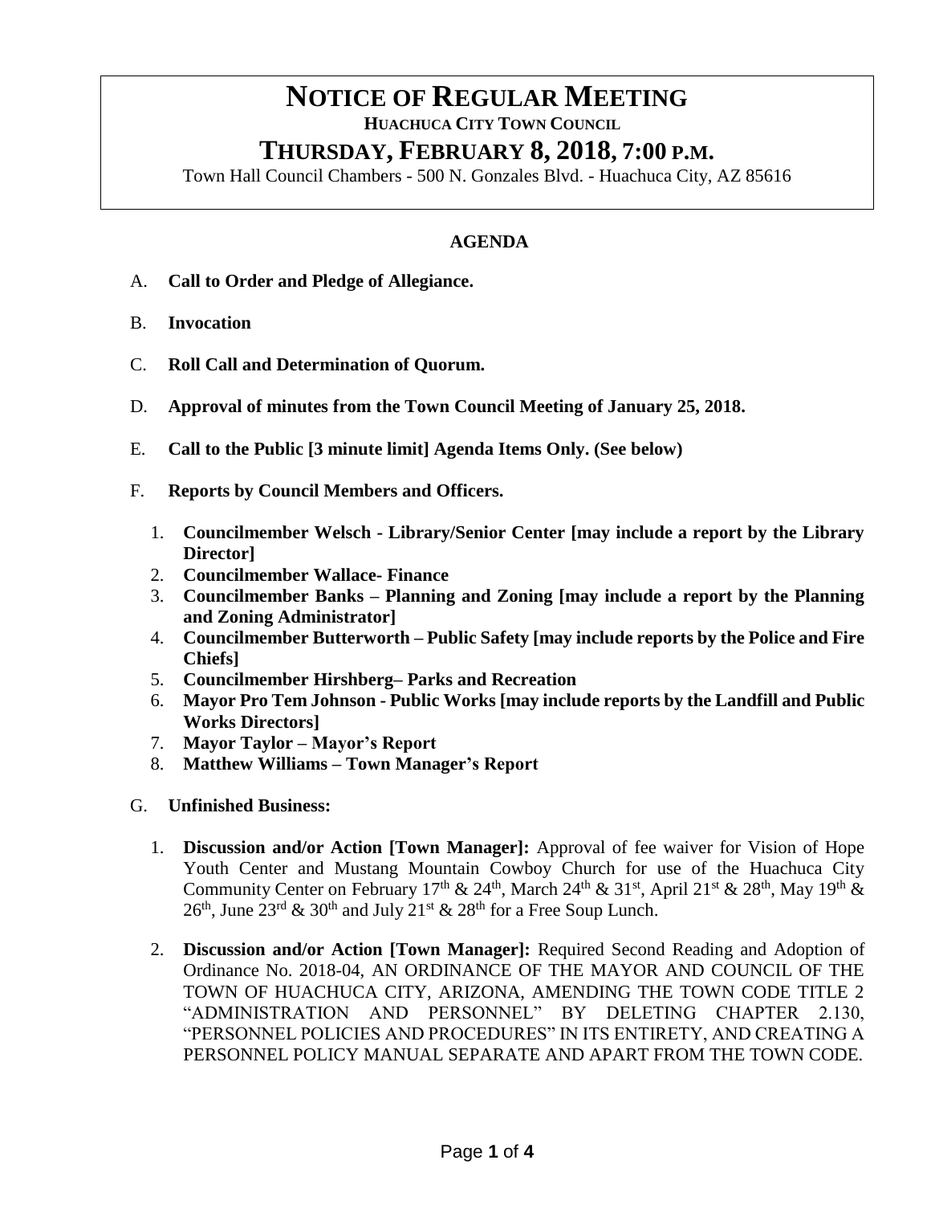# NOTICE OF REGULAR MEETING

**HUACHUCA CITY TOWN COUNCIL**

## THURSDAY, FEBRUARY 8, 2018, 7:00 P.M.

Town Hall Council Chambers - 500 N. Gonzales Blvd. - Huachuca City, AZ 85616

**AGENDA**

A. **Call to Order and Pledge of Allegiance.**

B. **Invocation**

C. **Roll Call and Determination of Quorum.**

D. **Approval of minutes from the Town Council Meeting of January 25, 2018.**

E. **Call to the Public [3 minute limit] Agenda Items Only. (See below)**

F. **Reports by Council Members and Officers.**

1. **Councilmember Welsch - Library/Senior Center [may include a report by the Library Director]**
2. **Councilmember Wallace- Finance**
3. **Councilmember Banks – Planning and Zoning [may include a report by the Planning and Zoning Administrator]**
4. **Councilmember Butterworth – Public Safety [may include reports by the Police and Fire Chiefs]**
5. **Councilmember Hirshberg– Parks and Recreation**
6. **Mayor Pro Tem Johnson - Public Works [may include reports by the Landfill and Public Works Directors]**
7. **Mayor Taylor – Mayor's Report**
8. **Matthew Williams – Town Manager's Report**

G. **Unfinished Business:**

1. **Discussion and/or Action [Town Manager]:** Approval of fee waiver for Vision of Hope Youth Center and Mustang Mountain Cowboy Church for use of the Huachuca City Community Center on February 17th & 24th, March 24th & 31st, April 21st & 28th, May 19th & 26th, June 23rd & 30th and July 21st & 28th for a Free Soup Lunch.

2. **Discussion and/or Action [Town Manager]:** Required Second Reading and Adoption of Ordinance No. 2018-04, AN ORDINANCE OF THE MAYOR AND COUNCIL OF THE TOWN OF HUACHUCA CITY, ARIZONA, AMENDING THE TOWN CODE TITLE 2 "ADMINISTRATION AND PERSONNEL" BY DELETING CHAPTER 2.130, "PERSONNEL POLICIES AND PROCEDURES" IN ITS ENTIRETY, AND CREATING A PERSONNEL POLICY MANUAL SEPARATE AND APART FROM THE TOWN CODE.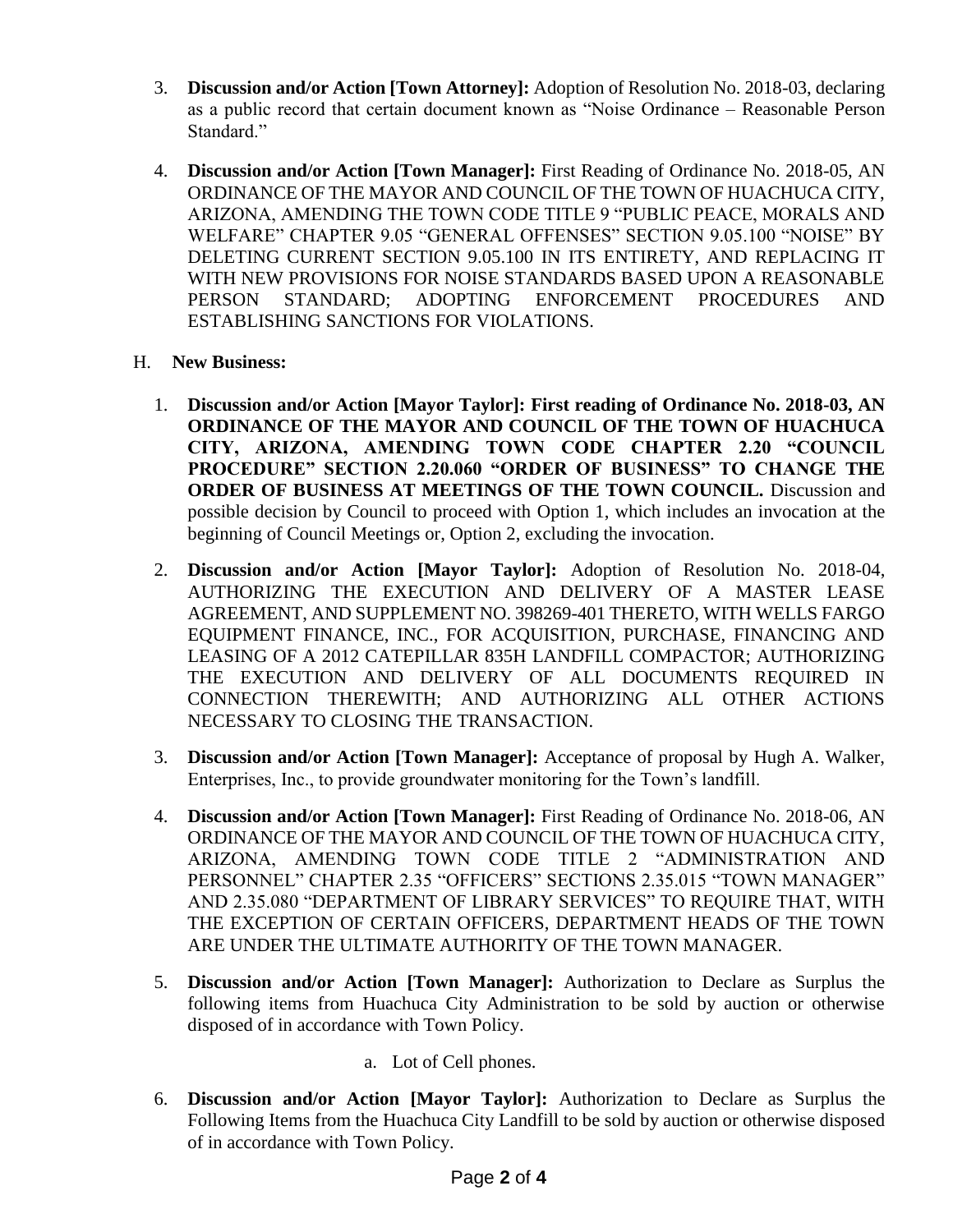3. **Discussion and/or Action [Town Attorney]:** Adoption of Resolution No. 2018-03, declaring as a public record that certain document known as "Noise Ordinance – Reasonable Person Standard."

4. **Discussion and/or Action [Town Manager]:** First Reading of Ordinance No. 2018-05, AN ORDINANCE OF THE MAYOR AND COUNCIL OF THE TOWN OF HUACHUCA CITY, ARIZONA, AMENDING THE TOWN CODE TITLE 9 "PUBLIC PEACE, MORALS AND WELFARE" CHAPTER 9.05 "GENERAL OFFENSES" SECTION 9.05.100 "NOISE" BY DELETING CURRENT SECTION 9.05.100 IN ITS ENTIRETY, AND REPLACING IT WITH NEW PROVISIONS FOR NOISE STANDARDS BASED UPON A REASONABLE PERSON STANDARD; ADOPTING ENFORCEMENT PROCEDURES AND ESTABLISHING SANCTIONS FOR VIOLATIONS.

H. **New Business:**

1. **Discussion and/or Action [Mayor Taylor]: First reading of Ordinance No. 2018-03, AN ORDINANCE OF THE MAYOR AND COUNCIL OF THE TOWN OF HUACHUCA CITY, ARIZONA, AMENDING TOWN CODE CHAPTER 2.20 "COUNCIL PROCEDURE" SECTION 2.20.060 "ORDER OF BUSINESS" TO CHANGE THE ORDER OF BUSINESS AT MEETINGS OF THE TOWN COUNCIL.** Discussion and possible decision by Council to proceed with Option 1, which includes an invocation at the beginning of Council Meetings or, Option 2, excluding the invocation.

2. **Discussion and/or Action [Mayor Taylor]:** Adoption of Resolution No. 2018-04, AUTHORIZING THE EXECUTION AND DELIVERY OF A MASTER LEASE AGREEMENT, AND SUPPLEMENT NO. 398269-401 THERETO, WITH WELLS FARGO EQUIPMENT FINANCE, INC., FOR ACQUISITION, PURCHASE, FINANCING AND LEASING OF A 2012 CATEPILLAR 835H LANDFILL COMPACTOR; AUTHORIZING THE EXECUTION AND DELIVERY OF ALL DOCUMENTS REQUIRED IN CONNECTION THEREWITH; AND AUTHORIZING ALL OTHER ACTIONS NECESSARY TO CLOSING THE TRANSACTION.

3. **Discussion and/or Action [Town Manager]:** Acceptance of proposal by Hugh A. Walker, Enterprises, Inc., to provide groundwater monitoring for the Town's landfill.

4. **Discussion and/or Action [Town Manager]:** First Reading of Ordinance No. 2018-06, AN ORDINANCE OF THE MAYOR AND COUNCIL OF THE TOWN OF HUACHUCA CITY, ARIZONA, AMENDING TOWN CODE TITLE 2 "ADMINISTRATION AND PERSONNEL" CHAPTER 2.35 "OFFICERS" SECTIONS 2.35.015 "TOWN MANAGER" AND 2.35.080 "DEPARTMENT OF LIBRARY SERVICES" TO REQUIRE THAT, WITH THE EXCEPTION OF CERTAIN OFFICERS, DEPARTMENT HEADS OF THE TOWN ARE UNDER THE ULTIMATE AUTHORITY OF THE TOWN MANAGER.

5. **Discussion and/or Action [Town Manager]:** Authorization to Declare as Surplus the following items from Huachuca City Administration to be sold by auction or otherwise disposed of in accordance with Town Policy.

   a. Lot of Cell phones.

6. **Discussion and/or Action [Mayor Taylor]:** Authorization to Declare as Surplus the Following Items from the Huachuca City Landfill to be sold by auction or otherwise disposed of in accordance with Town Policy.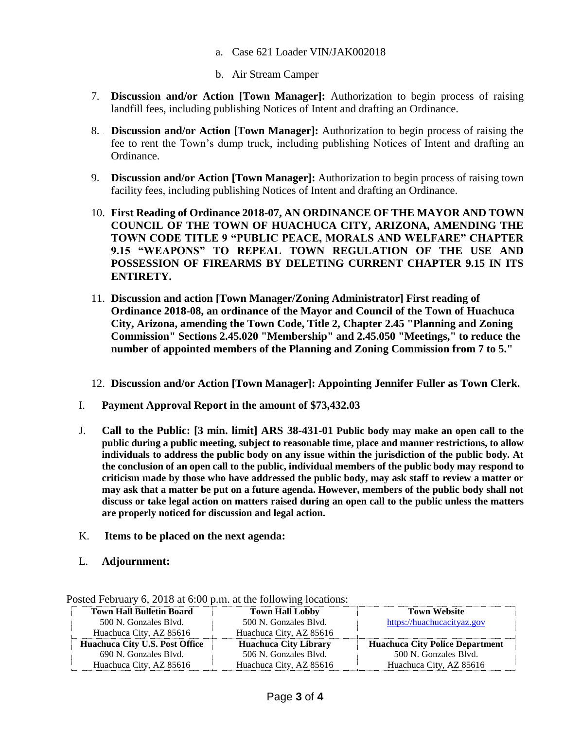a. Case 621 Loader VIN/JAK002018

   b. Air Stream Camper

7. **Discussion and/or Action [Town Manager]:** Authorization to begin process of raising landfill fees, including publishing Notices of Intent and drafting an Ordinance.

8. **Discussion and/or Action [Town Manager]:** Authorization to begin process of raising the fee to rent the Town's dump truck, including publishing Notices of Intent and drafting an Ordinance.

9. **Discussion and/or Action [Town Manager]:** Authorization to begin process of raising town facility fees, including publishing Notices of Intent and drafting an Ordinance.

10. **First Reading of Ordinance 2018-07, AN ORDINANCE OF THE MAYOR AND TOWN COUNCIL OF THE TOWN OF HUACHUCA CITY, ARIZONA, AMENDING THE TOWN CODE TITLE 9 "PUBLIC PEACE, MORALS AND WELFARE" CHAPTER 9.15 "WEAPONS" TO REPEAL TOWN REGULATION OF THE USE AND POSSESSION OF FIREARMS BY DELETING CURRENT CHAPTER 9.15 IN ITS ENTIRETY.**

11. **Discussion and action [Town Manager/Zoning Administrator] First reading of Ordinance 2018-08, an ordinance of the Mayor and Council of the Town of Huachuca City, Arizona, amending the Town Code, Title 2, Chapter 2.45 "Planning and Zoning Commission" Sections 2.45.020 "Membership" and 2.45.050 "Meetings," to reduce the number of appointed members of the Planning and Zoning Commission from 7 to 5."**

12. **Discussion and/or Action [Town Manager]: Appointing Jennifer Fuller as Town Clerk.**

I. **Payment Approval Report in the amount of $73,432.03**

J. **Call to the Public: [3 min. limit] ARS 38-431-01 Public body may make an open call to the public during a public meeting, subject to reasonable time, place and manner restrictions, to allow individuals to address the public body on any issue within the jurisdiction of the public body. At the conclusion of an open call to the public, individual members of the public body may respond to criticism made by those who have addressed the public body, may ask staff to review a matter or may ask that a matter be put on a future agenda. However, members of the public body shall not discuss or take legal action on matters raised during an open call to the public unless the matters are properly noticed for discussion and legal action.**

K. **Items to be placed on the next agenda:**

L. **Adjournment:**

Posted February 6, 2018 at 6:00 p.m. at the following locations:

| **Town Hall Bulletin Board**<br>500 N. Gonzales Blvd.<br>Huachuca City, AZ 85616 | **Town Hall Lobby**<br>500 N. Gonzales Blvd.<br>Huachuca City, AZ 85616 | **Town Website**<br>https://huachucacityaz.gov |
|---|---|---|
| **Huachuca City U.S. Post Office**<br>690 N. Gonzales Blvd.<br>Huachuca City, AZ 85616 | **Huachuca City Library**<br>506 N. Gonzales Blvd.<br>Huachuca City, AZ 85616 | **Huachuca City Police Department**<br>500 N. Gonzales Blvd.<br>Huachuca City, AZ 85616 |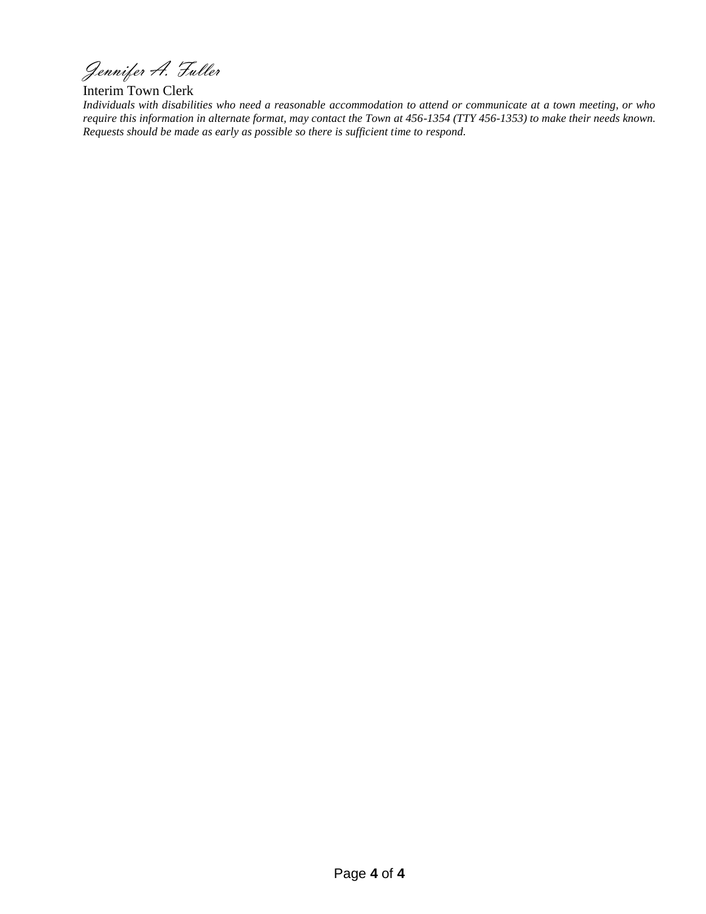*Jennifer A. Fuller*

Interim Town Clerk

*Individuals with disabilities who need a reasonable accommodation to attend or communicate at a town meeting, or who require this information in alternate format, may contact the Town at 456-1354 (TTY 456-1353) to make their needs known. Requests should be made as early as possible so there is sufficient time to respond.*